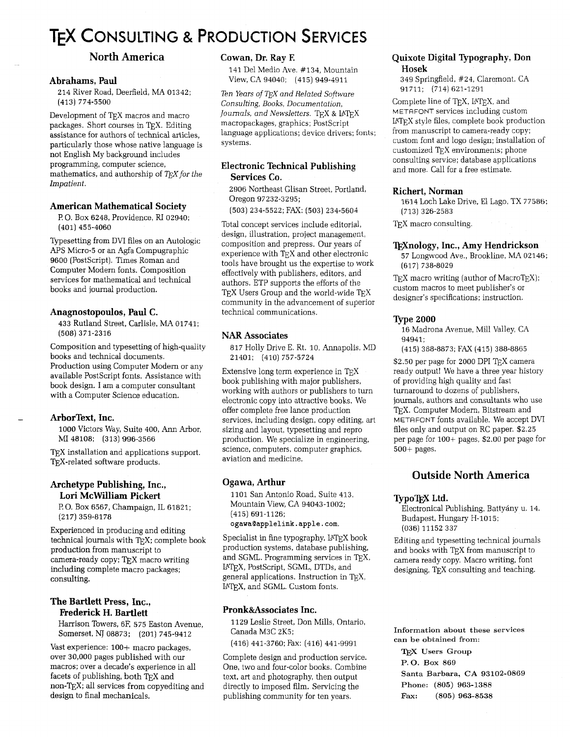# TeX Consulting & Production Services

## North America

### Abrahams, Paul

214 River Road, Deerfield, MA 01342; (413) 774-5500

Development of TeX macros and macro packages. Short courses in TeX. Editing assistance for authors of technical articles, particularly those whose native language is not English My background includes programming, computer science, mathematics, and authorship of *TeX for the Impatient*.

### American Mathematical Society

P. O. Box 6248, Providence, RI 02940; (401) 455-4060

Typesetting from DVI files on an Autologic APS Micro-5 or an Agfa Compugraphic 9600 (PostScript). Times Roman and Computer Modern fonts. Composition services for mathematical and technical books and journal production.

### Anagnostopoulos, Paul C.

433 Rutland Street, Carlisle, MA 01741; (508) 371-2316

Composition and typesetting of high-quality books and technical documents. Production using Computer Modern or any available PostScript fonts. Assistance with book design. I am a computer consultant with a Computer Science education.

### ArborText, Inc.

1000 Victors Way, Suite 400, Ann Arbor, MI 48108; (313) 996-3566

TeX installation and applications support. TeX-related software products.

### Archetype Publishing, Inc., Lori McWilliam Pickert

P. O. Box 6567, Champaign, IL 61821; (217) 359-8178

Experienced in producing and editing technical journals with TeX; complete book production from manuscript to camera-ready copy; TeX macro writing including complete macro packages; consulting.

### The Bartlett Press, Inc., Frederick H. Bartlett

Harrison Towers, 6F, 575 Easton Avenue, Somerset, NJ 08873; (201) 745-9412

Vast experience: 100+ macro packages, over 30,000 pages published with our macros; over a decade's experience in all facets of publishing, both TeX and non-TeX; all services from copyediting and design to final mechanicals.

### Cowan, Dr. Ray F.

141 Del Medio Ave. #134, Mountain View, CA 94040; (415) 949-4911

*Ten Years of TeX and Related Software Consulting, Books, Documentation, Journals, and Newsletters.* TeX & LaTeX macropackages, graphics; PostScript language applications; device drivers; fonts; systems.

### Electronic Technical Publishing Services Co.

2906 Northeast Glisan Street, Portland, Oregon 97232-3295;
(503) 234-5522; FAX: (503) 234-5604

Total concept services include editorial, design, illustration, project management, composition and prepress. Our years of experience with TeX and other electronic tools have brought us the expertise to work effectively with publishers, editors, and authors. ETP supports the efforts of the TeX Users Group and the world-wide TeX community in the advancement of superior technical communications.

### NAR Associates

817 Holly Drive E. Rt. 10, Annapolis, MD 21401; (410) 757-5724

Extensive long term experience in TeX book publishing with major publishers, working with authors or publishers to turn electronic copy into attractive books. We offer complete free lance production services, including design, copy editing, art sizing and layout, typesetting and repro production. We specialize in engineering, science, computers, computer graphics, aviation and medicine.

### Ogawa, Arthur

1101 San Antonio Road, Suite 413, Mountain View, CA 94043-1002; (415) 691-1126; `ogawa@applelink.apple.com`.

Specialist in fine typography, LaTeX book production systems, database publishing, and SGML. Programming services in TeX, LaTeX, PostScript, SGML, DTDs, and general applications. Instruction in TeX, LaTeX, and SGML. Custom fonts.

### Pronk&Associates Inc.

1129 Leslie Street, Don Mills, Ontario, Canada M3C 2K5;
(416) 441-3760; Fax: (416) 441-9991

Complete design and production service. One, two and four-color books. Combine text, art and photography, then output directly to imposed film. Servicing the publishing community for ten years.

### Quixote Digital Typography, Don Hosek

349 Springfield, #24, Claremont, CA 91711; (714) 621-1291

Complete line of TeX, LaTeX, and METAFONT services including custom LaTeX style files, complete book production from manuscript to camera-ready copy; custom font and logo design; installation of customized TeX environments; phone consulting service; database applications and more. Call for a free estimate.

### Richert, Norman

1614 Loch Lake Drive, El Lago, TX 77586; (713) 326-2583

TeX macro consulting.

### TeXnology, Inc., Amy Hendrickson

57 Longwood Ave., Brookline, MA 02146; (617) 738-8029

TeX macro writing (author of MacroTeX); custom macros to meet publisher's or designer's specifications; instruction.

### Type 2000

16 Madrona Avenue, Mill Valley, CA 94941;
(415) 388-8873; FAX (415) 388-8865

$2.50 per page for 2000 DPI TeX camera ready output! We have a three year history of providing high quality and fast turnaround to dozens of publishers, journals, authors and consultants who use TeX. Computer Modern, Bitstream and METAFONT fonts available. We accept DVI files only and output on RC paper. $2.25 per page for 100+ pages, $2.00 per page for 500+ pages.

## Outside North America

### TypoTeX Ltd.

Electronical Publishing, Battyány u. 14. Budapest, Hungary H-1015; (036) 11152 337

Editing and typesetting technical journals and books with TeX from manuscript to camera ready copy. Macro writing, font designing, TeX consulting and teaching.

---

Information about these services can be obtained from:

**TeX Users Group**
**P. O. Box 869**
**Santa Barbara, CA 93102-0869**
**Phone: (805) 963-1388**
**Fax: (805) 963-8538**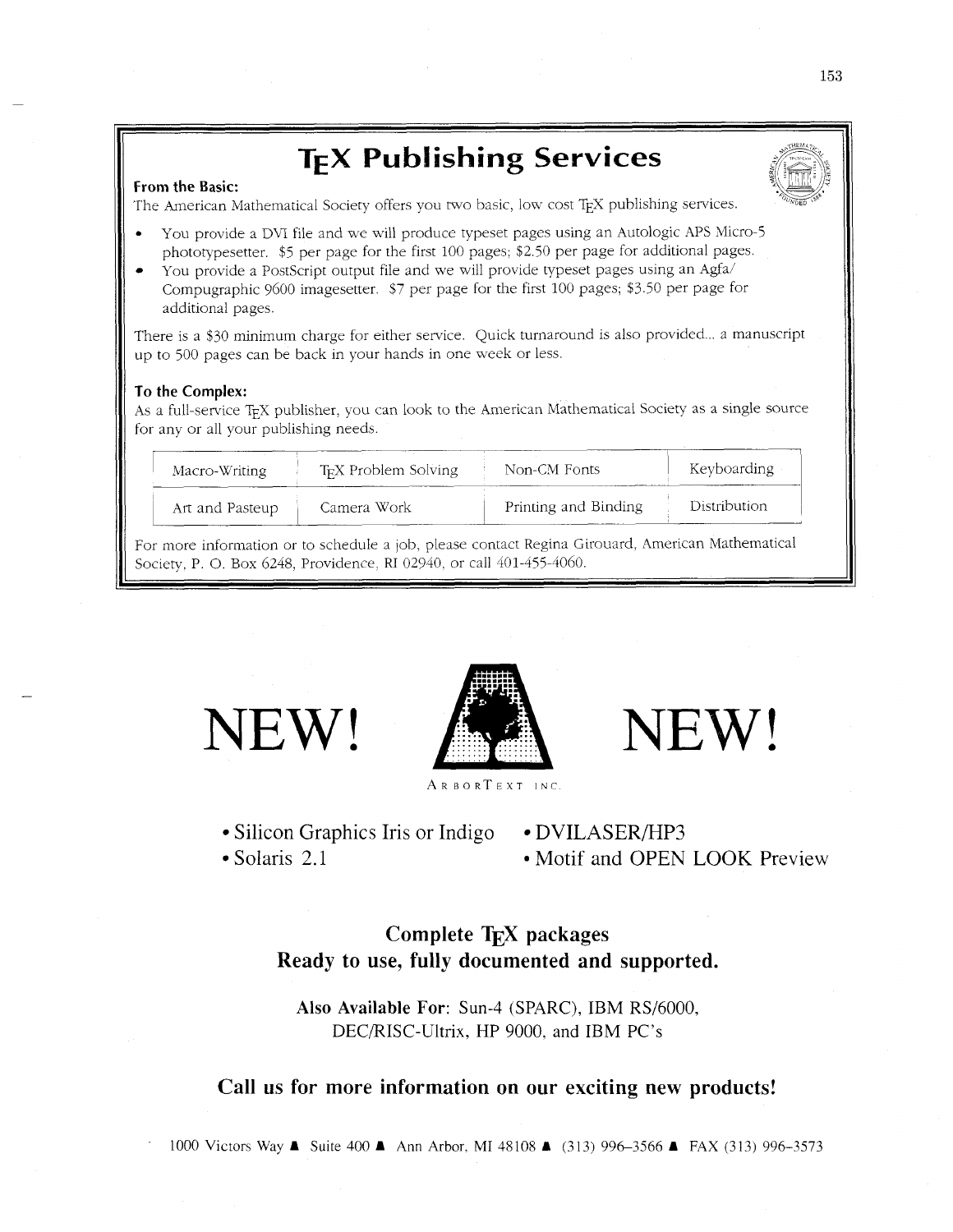# TEX Publishing Services

**From the Basic:**

The American Mathematical Society offers you two basic, low cost TEX publishing services.

- You provide a DVI file and we will produce typeset pages using an Autologic APS Micro-5 phototypesetter. $5 per page for the first 100 pages; $2.50 per page for additional pages.
- You provide a PostScript output file and we will provide typeset pages using an Agfa/Compugraphic 9600 imagesetter. $7 per page for the first 100 pages; $3.50 per page for additional pages.

There is a $30 minimum charge for either service. Quick turnaround is also provided... a manuscript up to 500 pages can be back in your hands in one week or less.

**To the Complex:**

As a full-service TEX publisher, you can look to the American Mathematical Society as a single source for any or all your publishing needs.

| Macro-Writing | TEX Problem Solving | Non-CM Fonts | Keyboarding |
| --- | --- | --- | --- |
| Art and Pasteup | Camera Work | Printing and Binding | Distribution |

For more information or to schedule a job, please contact Regina Girouard, American Mathematical Society, P. O. Box 6248, Providence, RI 02940, or call 401-455-4060.

# NEW! NEW!

ArborText Inc.

- Silicon Graphics Iris or Indigo
- Solaris 2.1
- DVILASER/HP3
- Motif and OPEN LOOK Preview

**Complete TEX packages**
**Ready to use, fully documented and supported.**

**Also Available For**: Sun-4 (SPARC), IBM RS/6000, DEC/RISC-Ultrix, HP 9000, and IBM PC's

**Call us for more information on our exciting new products!**

1000 Victors Way ▲ Suite 400 ▲ Ann Arbor, MI 48108 ▲ (313) 996–3566 ▲ FAX (313) 996–3573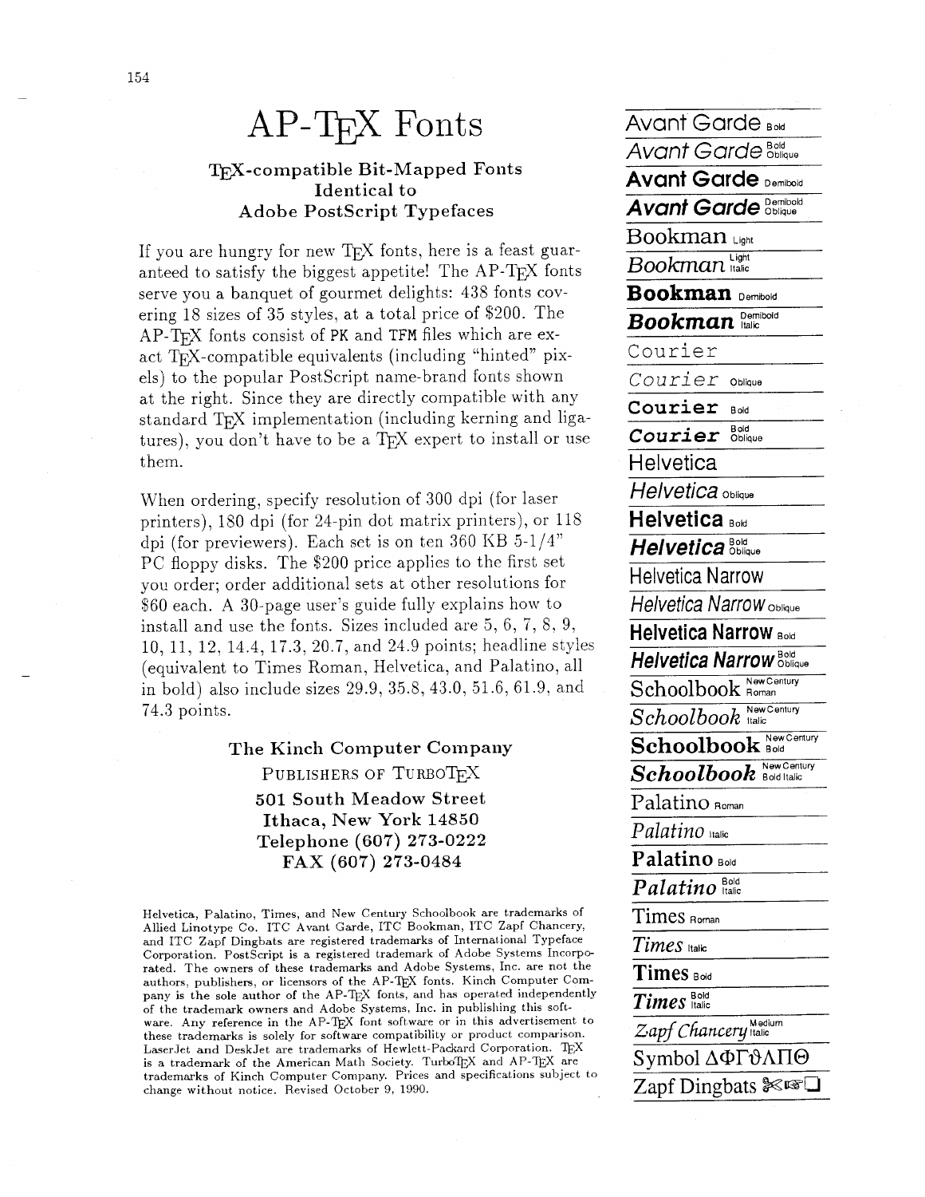# AP-TEX Fonts

### TEX-compatible Bit-Mapped Fonts Identical to Adobe PostScript Typefaces

If you are hungry for new TEX fonts, here is a feast guaranteed to satisfy the biggest appetite! The AP-TEX fonts serve you a banquet of gourmet delights: 438 fonts covering 18 sizes of 35 styles, at a total price of $200. The AP-TEX fonts consist of PK and TFM files which are exact TEX-compatible equivalents (including "hinted" pixels) to the popular PostScript name-brand fonts shown at the right. Since they are directly compatible with any standard TEX implementation (including kerning and ligatures), you don't have to be a TEX expert to install or use them.

When ordering, specify resolution of 300 dpi (for laser printers), 180 dpi (for 24-pin dot matrix printers), or 118 dpi (for previewers). Each set is on ten 360 KB 5-1/4" PC floppy disks. The $200 price applies to the first set you order; order additional sets at other resolutions for $60 each. A 30-page user's guide fully explains how to install and use the fonts. Sizes included are 5, 6, 7, 8, 9, 10, 11, 12, 14.4, 17.3, 20.7, and 24.9 points; headline styles (equivalent to Times Roman, Helvetica, and Palatino, all in bold) also include sizes 29.9, 35.8, 43.0, 51.6, 61.9, and 74.3 points.

**The Kinch Computer Company**
PUBLISHERS OF TURBOTEX
**501 South Meadow Street**
**Ithaca, New York 14850**
**Telephone (607) 273-0222**
**FAX (607) 273-0484**

Helvetica, Palatino, Times, and New Century Schoolbook are trademarks of Allied Linotype Co. ITC Avant Garde, ITC Bookman, ITC Zapf Chancery, and ITC Zapf Dingbats are registered trademarks of International Typeface Corporation. PostScript is a registered trademark of Adobe Systems Incorporated. The owners of these trademarks and Adobe Systems, Inc. are not the authors, publishers, or licensors of the AP-TEX fonts. Kinch Computer Company is the sole author of the AP-TEX fonts, and has operated independently of the trademark owners and Adobe Systems, Inc. in publishing this software. Any reference in the AP-TEX font software or in this advertisement to these trademarks is solely for software compatibility or product comparison. LaserJet and DeskJet are trademarks of Hewlett-Packard Corporation. TEX is a trademark of the American Math Society. TurboTEX and AP-TEX are trademarks of Kinch Computer Company. Prices and specifications subject to change without notice. Revised October 9, 1990.

- Avant Garde Bold
- *Avant Garde Bold Oblique*
- **Avant Garde Demibold**
- ***Avant Garde Demibold Oblique***
- Bookman Light
- *Bookman Light Italic*
- **Bookman Demibold**
- ***Bookman Demibold Italic***
- Courier
- *Courier Oblique*
- **Courier Bold**
- ***Courier Bold Oblique***
- Helvetica
- *Helvetica Oblique*
- **Helvetica Bold**
- ***Helvetica Bold Oblique***
- Helvetica Narrow
- *Helvetica Narrow Oblique*
- **Helvetica Narrow Bold**
- ***Helvetica Narrow Bold Oblique***
- Schoolbook New Century Roman
- *Schoolbook New Century Italic*
- **Schoolbook New Century Bold**
- ***Schoolbook New Century Bold Italic***
- Palatino Roman
- *Palatino Italic*
- **Palatino Bold**
- ***Palatino Bold Italic***
- Times Roman
- *Times Italic*
- **Times Bold**
- ***Times Bold Italic***
- *Zapf Chancery Medium Italic*
- Symbol ΔΦΓϑΛΠΘ
- Zapf Dingbats ✂☞❏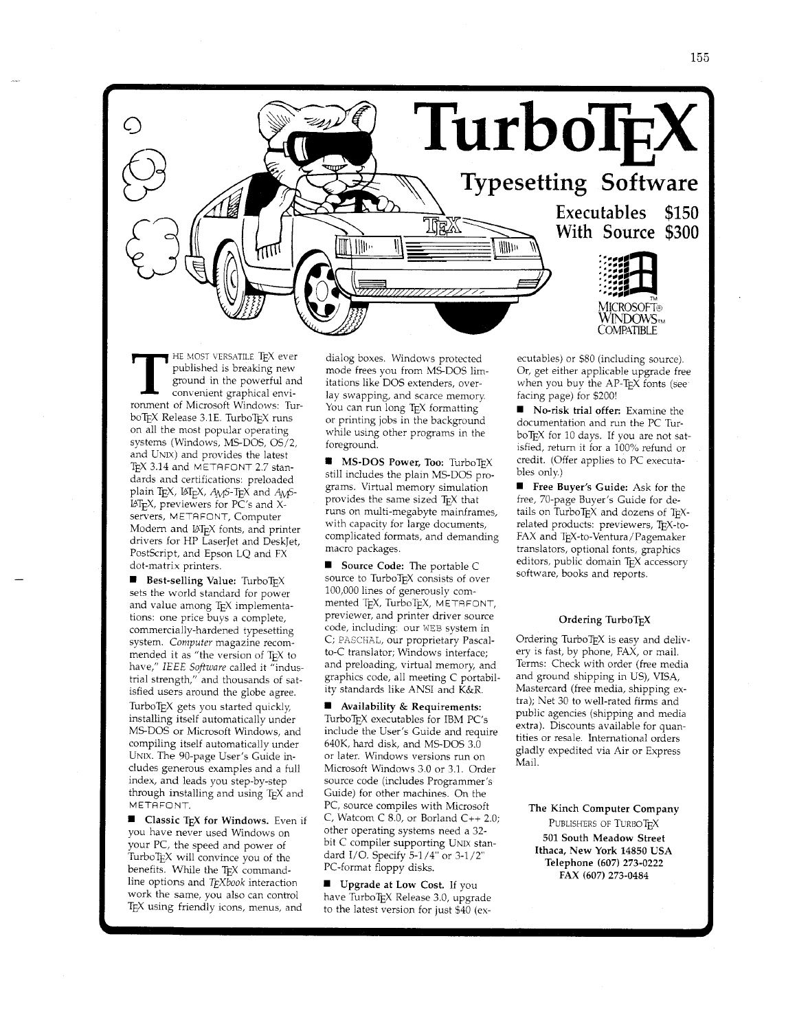# TurboTeX

## Typesetting Software

**Executables $150**
**With Source $300**

MICROSOFT® WINDOWS™ COMPATIBLE

THE MOST VERSATILE TeX ever published is breaking new ground in the powerful and convenient graphical environment of Microsoft Windows: TurboTeX Release 3.1E. TurboTeX runs on all the most popular operating systems (Windows, MS-DOS, OS/2, and UNIX) and provides the latest TeX 3.14 and METAFONT 2.7 standards and certifications: preloaded plain TeX, LaTeX, AMS-TeX and AMS-LaTeX, previewers for PC's and X-servers, METAFONT, Computer Modern and LaTeX fonts, and printer drivers for HP LaserJet and DeskJet, PostScript, and Epson LQ and FX dot-matrix printers.

■ **Best-selling Value:** TurboTeX sets the world standard for power and value among TeX implementations: one price buys a complete, commercially-hardened typesetting system. *Computer* magazine recommended it as "the version of TeX to have," *IEEE Software* called it "industrial strength," and thousands of satisfied users around the globe agree.

TurboTeX gets you started quickly, installing itself automatically under MS-DOS or Microsoft Windows, and compiling itself automatically under UNIX. The 90-page User's Guide includes generous examples and a full index, and leads you step-by-step through installing and using TeX and METAFONT.

■ **Classic TeX for Windows.** Even if you have never used Windows on your PC, the speed and power of TurboTeX will convince you of the benefits. While the TeX command-line options and *TeXbook* interaction work the same, you also can control TeX using friendly icons, menus, and dialog boxes. Windows protected mode frees you from MS-DOS limitations like DOS extenders, overlay swapping, and scarce memory. You can run long TeX formatting or printing jobs in the background while using other programs in the foreground.

■ **MS-DOS Power, Too:** TurboTeX still includes the plain MS-DOS programs. Virtual memory simulation provides the same sized TeX that runs on multi-megabyte mainframes, with capacity for large documents, complicated formats, and demanding macro packages.

■ **Source Code:** The portable C source to TurboTeX consists of over 100,000 lines of generously commented TeX, TurboTeX, METAFONT, previewer, and printer driver source code, including: our WEB system in C; PASCHAL, our proprietary Pascal-to-C translator; Windows interface; and preloading, virtual memory, and graphics code, all meeting C portability standards like ANSI and K&R.

■ **Availability & Requirements:** TurboTeX executables for IBM PC's include the User's Guide and require 640K, hard disk, and MS-DOS 3.0 or later. Windows versions run on Microsoft Windows 3.0 or 3.1. Order source code (includes Programmer's Guide) for other machines. On the PC, source compiles with Microsoft C, Watcom C 8.0, or Borland C++ 2.0; other operating systems need a 32-bit C compiler supporting UNIX standard I/O. Specify 5-1/4" or 3-1/2" PC-format floppy disks.

■ **Upgrade at Low Cost.** If you have TurboTeX Release 3.0, upgrade to the latest version for just $40 (executables) or $80 (including source). Or, get either applicable upgrade free when you buy the AP-TeX fonts (see facing page) for $200!

■ **No-risk trial offer:** Examine the documentation and run the PC TurboTeX for 10 days. If you are not satisfied, return it for a 100% refund or credit. (Offer applies to PC executables only.)

■ **Free Buyer's Guide:** Ask for the free, 70-page Buyer's Guide for details on TurboTeX and dozens of TeX-related products: previewers, TeX-to-FAX and TeX-to-Ventura/Pagemaker translators, optional fonts, graphics editors, public domain TeX accessory software, books and reports.

### Ordering TurboTeX

Ordering TurboTeX is easy and delivery is fast, by phone, FAX, or mail. Terms: Check with order (free media and ground shipping in US), VISA, Mastercard (free media, shipping extra); Net 30 to well-rated firms and public agencies (shipping and media extra). Discounts available for quantities or resale. International orders gladly expedited via Air or Express Mail.

**The Kinch Computer Company**
PUBLISHERS OF TURBOTEX
**501 South Meadow Street**
**Ithaca, New York 14850 USA**
**Telephone (607) 273-0222**
**FAX (607) 273-0484**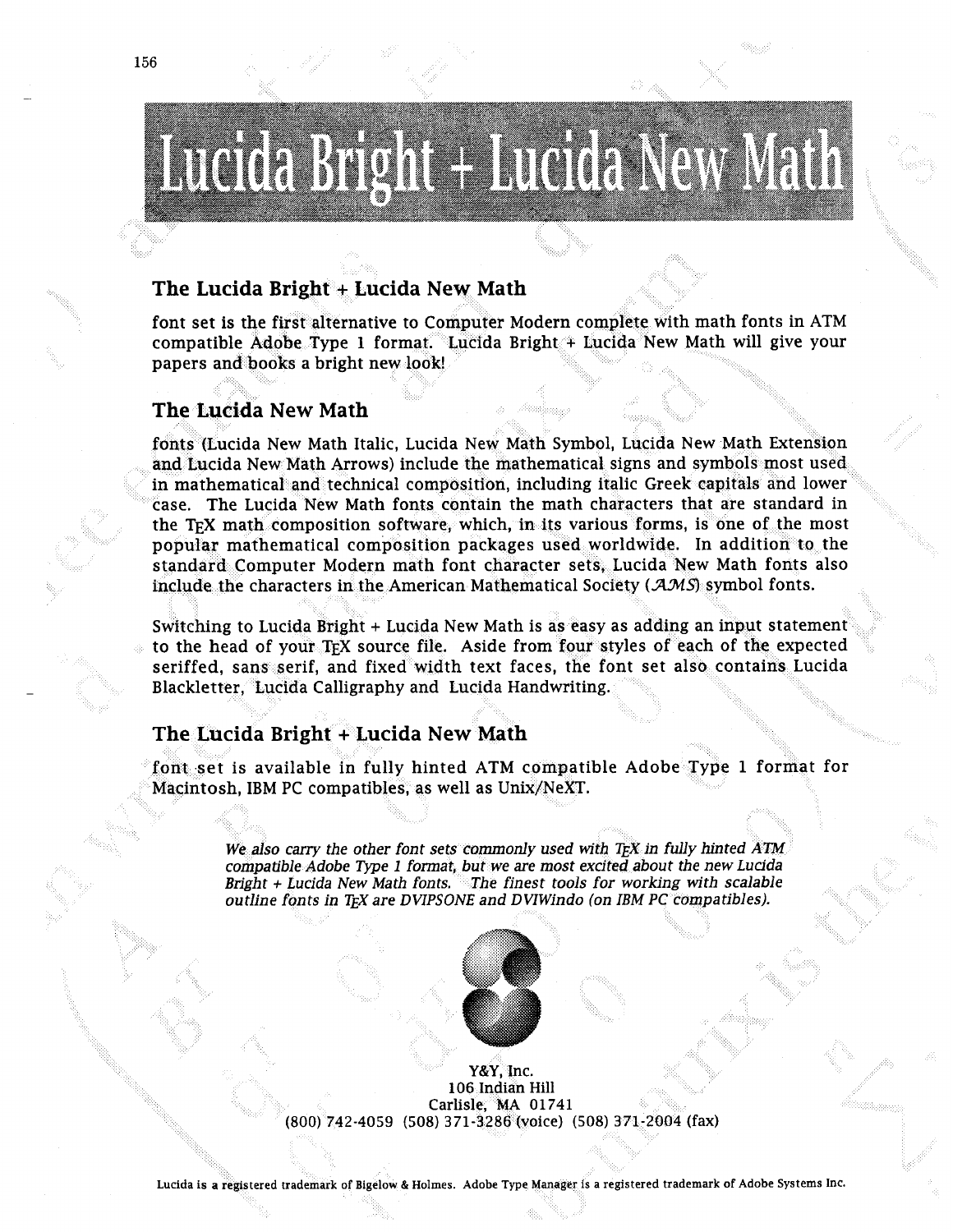# Lucida Bright + Lucida New Math

### The Lucida Bright + Lucida New Math

font set is the first alternative to Computer Modern complete with math fonts in ATM compatible Adobe Type 1 format. Lucida Bright + Lucida New Math will give your papers and books a bright new look!

### The Lucida New Math

fonts (Lucida New Math Italic, Lucida New Math Symbol, Lucida New Math Extension and Lucida New Math Arrows) include the mathematical signs and symbols most used in mathematical and technical composition, including italic Greek capitals and lower case. The Lucida New Math fonts contain the math characters that are standard in the TEX math composition software, which, in its various forms, is one of the most popular mathematical composition packages used worldwide. In addition to the standard Computer Modern math font character sets, Lucida New Math fonts also include the characters in the American Mathematical Society (AMS) symbol fonts.

Switching to Lucida Bright + Lucida New Math is as easy as adding an input statement to the head of your TEX source file. Aside from four styles of each of the expected seriffed, sans serif, and fixed width text faces, the font set also contains Lucida Blackletter, Lucida Calligraphy and Lucida Handwriting.

### The Lucida Bright + Lucida New Math

font set is available in fully hinted ATM compatible Adobe Type 1 format for Macintosh, IBM PC compatibles, as well as Unix/NeXT.

*We also carry the other font sets commonly used with TEX in fully hinted ATM compatible Adobe Type 1 format, but we are most excited about the new Lucida Bright + Lucida New Math fonts. The finest tools for working with scalable outline fonts in TEX are DVIPSONE and DVIWindo (on IBM PC compatibles).*

Y&Y, Inc.
106 Indian Hill
Carlisle, MA 01741
(800) 742-4059 (508) 371-3286 (voice) (508) 371-2004 (fax)

Lucida is a registered trademark of Bigelow & Holmes. Adobe Type Manager is a registered trademark of Adobe Systems Inc.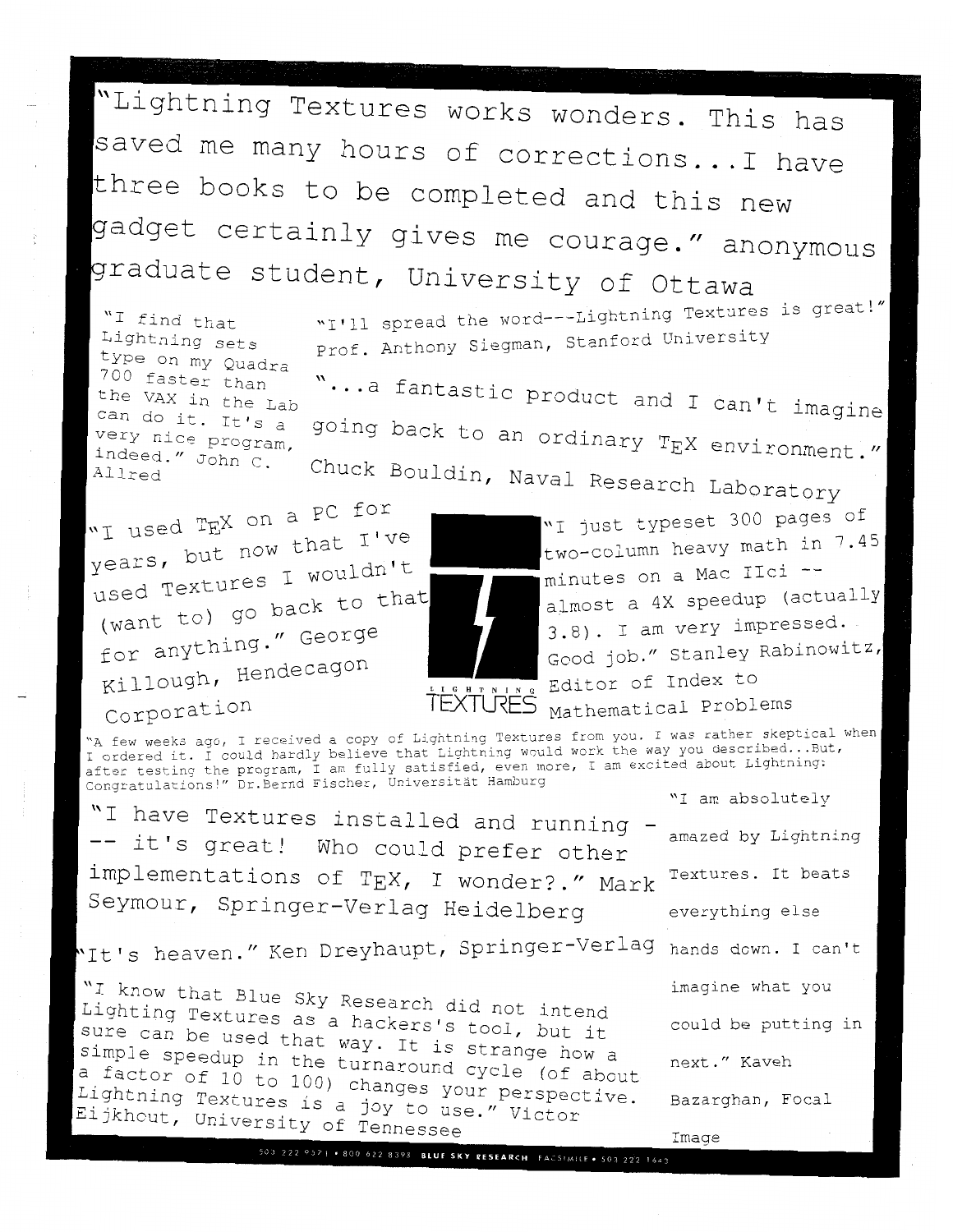"Lightning Textures works wonders. This has saved me many hours of corrections...I have three books to be completed and this new gadget certainly gives me courage." anonymous graduate student, University of Ottawa

"I find that Lightning sets type on my Quadra 700 faster than the VAX in the Lab can do it. It's a very nice program, indeed." John C. Allred

"I'll spread the word---Lightning Textures is great!" Prof. Anthony Siegman, Stanford University

"...a fantastic product and I can't imagine going back to an ordinary $\TeX$ environment." Chuck Bouldin, Naval Research Laboratory

"I used $\TeX$ on a PC for years, but now that I've used Textures I wouldn't (want to) go back to that for anything." George Killough, Hendecagon Corporation

LIGHTNING TEXTURES

"I just typeset 300 pages of two-column heavy math in 7.45 minutes on a Mac IIci -- almost a 4X speedup (actually 3.8). I am very impressed. Good job." Stanley Rabinowitz, Editor of Index to Mathematical Problems

"A few weeks ago, I received a copy of Lightning Textures from you. I was rather skeptical when I ordered it. I could hardly believe that Lightning would work the way you described...But, after testing the program, I am fully satisfied, even more, I am excited about Lightning: Congratulations!" Dr.Bernd Fischer, Universität Hamburg

"I have Textures installed and running --- it's great! Who could prefer other implementations of $\TeX$, I wonder?." Mark Seymour, Springer-Verlag Heidelberg

"It's heaven." Ken Dreyhaupt, Springer-Verlag

"I know that Blue Sky Research did not intend Lighting Textures as a hackers's tool, but it sure can be used that way. It is strange how a simple speedup in the turnaround cycle (of about a factor of 10 to 100) changes your perspective. Lightning Textures is a joy to use." Victor Eijkhout, University of Tennessee

"I am absolutely amazed by Lightning Textures. It beats everything else hands down. I can't imagine what you could be putting in next." Kaveh Bazarghan, Focal Image

503 222 9571 • 800 622 8398 BLUE SKY RESEARCH FACSIMILE • 503 222 1643